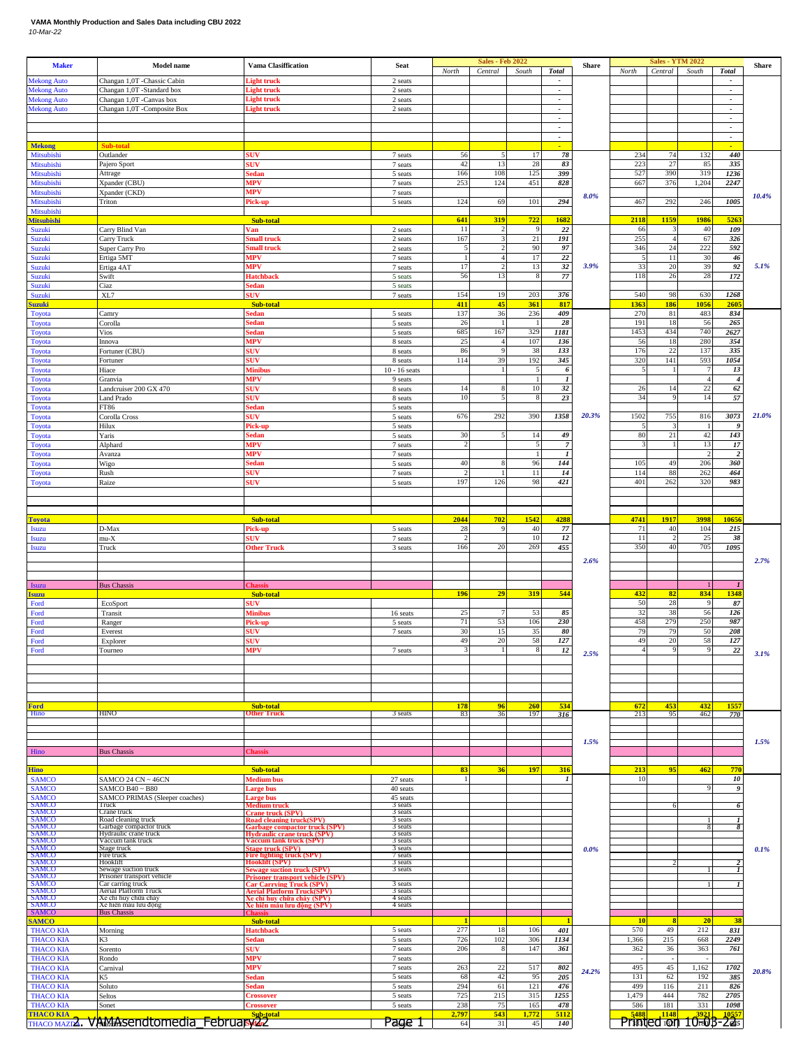**VAMA Monthly Production and Sales Data including CBU 2022**

*10-Mar-22*

| Maker | Model name | Vama Clasiffication | Seat | Sales - Feb 2022 North | Sales - Feb 2022 Central | Sales - Feb 2022 South | Sales - Feb 2022 Total | Share | Sales - YTM 2022 North | Sales - YTM 2022 Central | Sales - YTM 2022 South | Sales - YTM 2022 Total | Share |
|---|---|---|---|---|---|---|---|---|---|---|---|---|---|
| Mekong Auto | Changan 1,0T -Chassic Cabin | Light truck | 2 seats | | | | - | | | | | - | |
| Mekong Auto | Changan 1,0T -Standard box | Light truck | 2 seats | | | | - | | | | | - | |
| Mekong Auto | Changan 1,0T -Canvas box | Light truck | 2 seats | | | | - | | | | | - | |
| Mekong Auto | Changan 1,0T -Composite Box | Light truck | 2 seats | | | | - | | | | | - | |
| | | | | | | | - | | | | | - | |
| | | | | | | | - | | | | | - | |
| | | | | | | | - | | | | | - | |
| Mekong | Sub-total | | | | | | - | | | | | - | |
| Mitsubishi | Outlander | SUV | 7 seats | 56 | 5 | 17 | 78 | 8.0% | 234 | 74 | 132 | 440 | 10.4% |
| Mitsubishi | Pajero Sport | SUV | 7 seats | 42 | 13 | 28 | 83 | | 223 | 27 | 85 | 335 | |
| Mitsubishi | Attrage | Sedan | 5 seats | 166 | 108 | 125 | 399 | | 527 | 390 | 319 | 1236 | |
| Mitsubishi | Xpander (CBU) | MPV | 7 seats | 253 | 124 | 451 | 828 | | 667 | 376 | 1,204 | 2247 | |
| Mitsubishi | Xpander (CKD) | MPV | 7 seats | | | | | | | | | | |
| Mitsubishi | Triton | Pick-up | 5 seats | 124 | 69 | 101 | 294 | | 467 | 292 | 246 | 1005 | |
| Mitsubishi | | | | | | | | | | | | | |
| Mitsubishi | | Sub-total | | 641 | 319 | 722 | 1682 | | 2118 | 1159 | 1986 | 5263 | |
| Suzuki | Carry Blind Van | Van | 2 seats | 11 | 2 | 9 | 22 | 3.9% | 66 | 3 | 40 | 109 | 5.1% |
| Suzuki | Carry Truck | Small truck | 2 seats | 167 | 3 | 21 | 191 | | 255 | 4 | 67 | 326 | |
| Suzuki | Super Carry Pro | Small truck | 2 seats | 5 | 2 | 90 | 97 | | 346 | 24 | 222 | 592 | |
| Suzuki | Ertiga 5MT | MPV | 7 seats | 1 | 4 | 17 | 22 | | 5 | 11 | 30 | 46 | |
| Suzuki | Ertiga 4AT | MPV | 7 seats | 17 | 2 | 13 | 32 | | 33 | 20 | 39 | 92 | |
| Suzuki | Swift | Hatchback | 5 seats | 56 | 13 | 8 | 77 | | 118 | 26 | 28 | 172 | |
| Suzuki | Ciaz | Sedan | 5 seats | | | | | | | | | | |
| Suzuki | XL7 | SUV | 7 seats | 154 | 19 | 203 | 376 | | 540 | 98 | 630 | 1268 | |
| Suzuki | | Sub-total | | 411 | 45 | 361 | 817 | | 1363 | 186 | 1056 | 2605 | |
| Toyota | Camry | Sedan | 5 seats | 137 | 36 | 236 | 409 | 20.3% | 270 | 81 | 483 | 834 | 21.0% |
| Toyota | Corolla | Sedan | 5 seats | 26 | 1 | 1 | 28 | | 191 | 18 | 56 | 265 | |
| Toyota | Vios | Sedan | 5 seats | 685 | 167 | 329 | 1181 | | 1453 | 434 | 740 | 2627 | |
| Toyota | Innova | MPV | 8 seats | 25 | 4 | 107 | 136 | | 56 | 18 | 280 | 354 | |
| Toyota | Fortuner (CBU) | SUV | 8 seats | 86 | 9 | 38 | 133 | | 176 | 22 | 137 | 335 | |
| Toyota | Fortuner | SUV | 8 seats | 114 | 39 | 192 | 345 | | 320 | 141 | 593 | 1054 | |
| Toyota | Hiace | Minibus | 10 - 16 seats | | 1 | 5 | 6 | | 5 | 1 | 7 | 13 | |
| Toyota | Granvia | MPV | 9 seats | | | 1 | 1 | | | | 4 | 4 | |
| Toyota | Landcruiser 200 GX 470 | SUV | 8 seats | 14 | 8 | 10 | 32 | | 26 | 14 | 22 | 62 | |
| Toyota | Land Prado | SUV | 8 seats | 10 | 5 | 8 | 23 | | 34 | 9 | 14 | 57 | |
| Toyota | FT86 | Sedan | 5 seats | | | | | | | | | | |
| Toyota | Corolla Cross | SUV | 5 seats | 676 | 292 | 390 | 1358 | | 1502 | 755 | 816 | 3073 | |
| Toyota | Hilux | Pick-up | 5 seats | | | | | | 5 | 3 | 1 | 9 | |
| Toyota | Yaris | Sedan | 5 seats | 30 | 5 | 14 | 49 | | 80 | 21 | 42 | 143 | |
| Toyota | Alphard | MPV | 7 seats | 2 | | 5 | 7 | | 3 | 1 | 13 | 17 | |
| Toyota | Avanza | MPV | 7 seats | | | 1 | 1 | | | | 2 | 2 | |
| Toyota | Wigo | Sedan | 5 seats | 40 | 8 | 96 | 144 | | 105 | 49 | 206 | 360 | |
| Toyota | Rush | SUV | 7 seats | 2 | 1 | 11 | 14 | | 114 | 88 | 262 | 464 | |
| Toyota | Raize | SUV | 5 seats | 197 | 126 | 98 | 421 | | 401 | 262 | 320 | 983 | |
| | | | | | | | | | | | | | |
| Toyota | | Sub-total | | 2044 | 702 | 1542 | 4288 | | 4741 | 1917 | 3998 | 10656 | |
| Isuzu | D-Max | Pick-up | 5 seats | 28 | 9 | 40 | 77 | 2.6% | 71 | 40 | 104 | 215 | 2.7% |
| Isuzu | mu-X | SUV | 7 seats | 2 | | 10 | 12 | | 11 | 2 | 25 | 38 | |
| Isuzu | Truck | Other Truck | 3 seats | 166 | 20 | 269 | 455 | | 350 | 40 | 705 | 1095 | |
| Isuzu | Bus Chassis | Chassis | | | | | | | | | 1 | 1 | |
| Isuzu | | Sub-total | | 196 | 29 | 319 | 544 | | 432 | 82 | 834 | 1348 | |
| Ford | EcoSport | SUV | | | | | | 2.5% | 50 | 28 | 9 | 87 | 3.1% |
| Ford | Transit | Minibus | 16 seats | 25 | 7 | 53 | 85 | | 32 | 38 | 56 | 126 | |
| Ford | Ranger | Pick-up | 5 seats | 71 | 53 | 106 | 230 | | 458 | 279 | 250 | 987 | |
| Ford | Everest | SUV | 7 seats | 30 | 15 | 35 | 80 | | 79 | 79 | 50 | 208 | |
| Ford | Explorer | SUV | | 49 | 20 | 58 | 127 | | 49 | 20 | 58 | 127 | |
| Ford | Tourneo | MPV | 7 seats | 3 | 1 | 8 | 12 | | 4 | 9 | 9 | 22 | |
| Ford | | Sub-total | | 178 | 96 | 260 | 534 | | 672 | 453 | 432 | 1557 | |
| Hino | HINO | Other Truck | 3 seats | 83 | 36 | 197 | 316 | 1.5% | 213 | 95 | 462 | 770 | 1.5% |
| Hino | Bus Chassis | Chassis | | | | | | | | | | | |
| Hino | | Sub-total | | 83 | 36 | 197 | 316 | | 213 | 95 | 462 | 770 | |
| SAMCO | SAMCO 24 CN ~ 46CN | Medium bus | 27 seats | 1 | | | 1 | 0.0% | 10 | | | 10 | 0.1% |
| SAMCO | SAMCO B40 ~ B80 | Large bus | 40 seats | | | | | | | | 9 | 9 | |
| SAMCO | SAMCO PRIMAS (Sleeper coaches) | Large bus | 45 seats | | | | | | | | | | |
| SAMCO | Truck | Medium truck | 3 seats | | | | | | | 6 | | 6 | |
| SAMCO | Crane truck | Crane truck (SPV) | 3 seats | | | | | | | | | | |
| SAMCO | Road cleaning truck | Road cleaning truck(SPV) | 3 seats | | | | | | | | 1 | 1 | |
| SAMCO | Garbage compactor truck | Garbage compactor truck (SPV) | 3 seats | | | | | | | | 8 | 8 | |
| SAMCO | Hydraulic crane truck | Hydraulic crane truck (SPV) | 3 seats | | | | | | | | | | |
| SAMCO | Vaccum tank truck | Vaccum tank truck (SPV) | 3 seats | | | | | | | | | | |
| SAMCO | Stage truck | Stage truck (SPV) | 3 seats | | | | | | | | | | |
| SAMCO | Fire truck | Fire fighting truck (SPV) | 7 seats | | | | | | | | | | |
| SAMCO | Hooklift | Hooklift (SPV) | 3 seats | | | | | | | 2 | | 2 | |
| SAMCO | Sewage suction truck | Sewage suction truck (SPV) | 3 seats | | | | | | | | 1 | 1 | |
| SAMCO | Prisoner transport vehicle | Prisoner transport vehicle (SPV) | | | | | | | | | | | |
| SAMCO | Car carring truck | Car Carrying Truck (SPV) | 3 seats | | | | | | | | 1 | 1 | |
| SAMCO | Aerial Platform Truck | Aerial Platform Truck(SPV) | 3 seats | | | | | | | | | | |
| SAMCO | Xe chỉ huy chữa cháy | Xe chỉ huy chữa cháy (SPV) | 4 seats | | | | | | | | | | |
| SAMCO | Xe hiến máu lưu động | Xe hiến máu lưu động (SPV) | 4 seats | | | | | | | | | | |
| SAMCO | Bus Chassis | Chassis | | | | | | | | | | | |
| SAMCO | | Sub-total | | 1 | | | 1 | | 10 | 8 | 20 | 38 | |
| THACO KIA | Morning | Hatchback | 5 seats | 277 | 18 | 106 | 401 | 24.2% | 570 | 49 | 212 | 831 | 20.8% |
| THACO KIA | K3 | Sedan | 5 seats | 726 | 102 | 306 | 1134 | | 1,366 | 215 | 668 | 2249 | |
| THACO KIA | Sorento | SUV | 7 seats | 206 | 8 | 147 | 361 | | 362 | 36 | 363 | 761 | |
| THACO KIA | Rondo | MPV | 7 seats | | | | | | - | - | - | | |
| THACO KIA | Carnival | MPV | 7 seats | 263 | 22 | 517 | 802 | | 495 | 45 | 1,162 | 1702 | |
| THACO KIA | K5 | Sedan | 5 seats | 68 | 42 | 95 | 205 | | 131 | 62 | 192 | 385 | |
| THACO KIA | Soluto | Sedan | 5 seats | 294 | 61 | 121 | 476 | | 499 | 116 | 211 | 826 | |
| THACO KIA | Seltos | Crossover | 5 seats | 725 | 215 | 315 | 1255 | | 1,479 | 444 | 782 | 2705 | |
| THACO KIA | Sonet | Crossover | 5 seats | 238 | 75 | 165 | 478 | | 586 | 181 | 331 | 1098 | |
| THACO KIA | | Sub-total | | 2,797 | 543 | 1,772 | 5112 | | 5488 | 1148 | 3921 | 10557 | |
| THACO MAZDA | | | | 64 | 31 | 45 | 140 | | | | | | |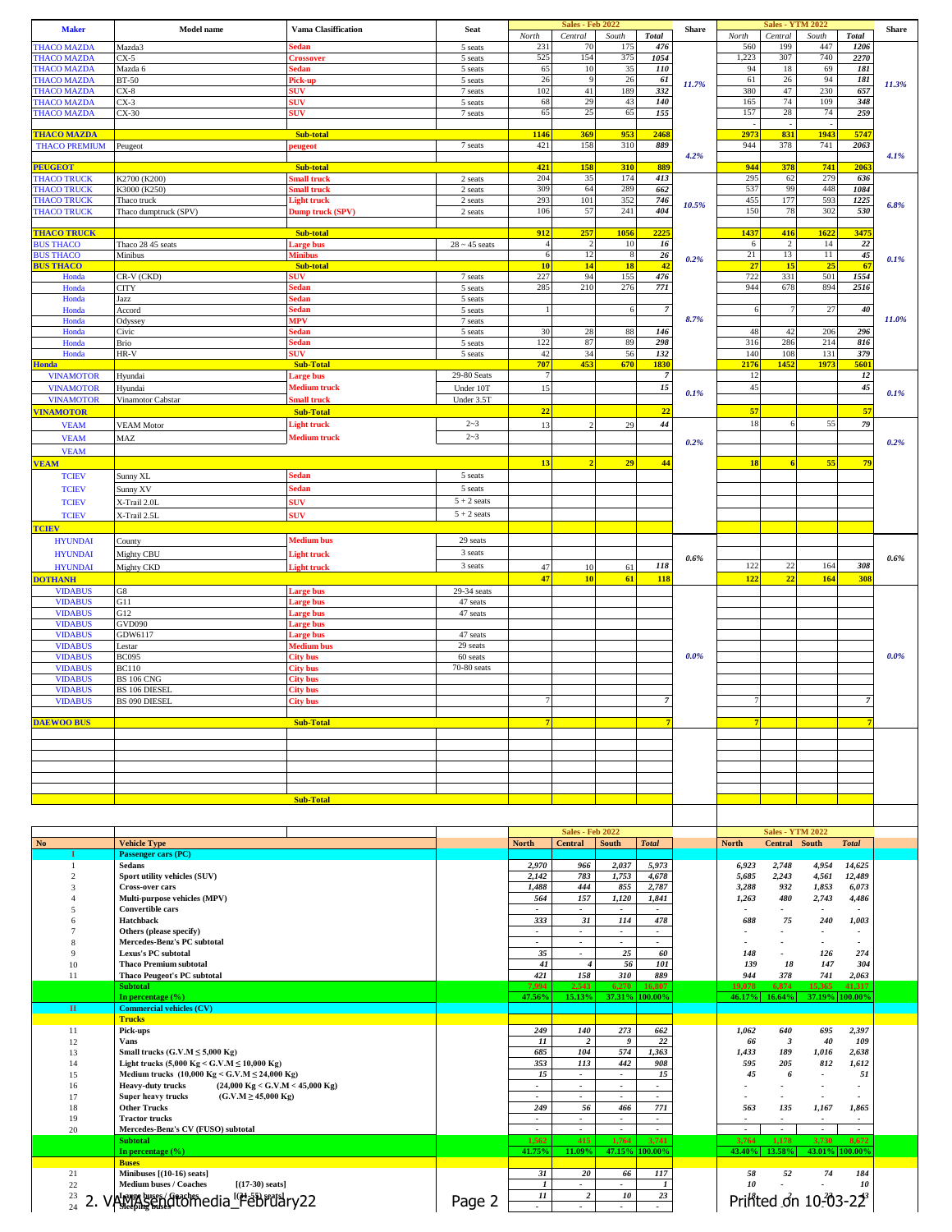| Maker | Model name | Vama Classification | Seat | Sales - Feb 2022 North | Central | South | Total | Share | Sales - YTM 2022 North | Central | South | Total | Share |
|---|---|---|---|---|---|---|---|---|---|---|---|---|---|
| THACO MAZDA | Mazda3 | Sedan | 5 seats | 231 | 70 | 175 | 476 | 11.7% | 560 | 199 | 447 | 1206 | 11.3% |
| THACO MAZDA | CX-5 | Crossover | 5 seats | 525 | 154 | 375 | 1054 | | 1,223 | 307 | 740 | 2270 | |
| THACO MAZDA | Mazda 6 | Sedan | 5 seats | 65 | 10 | 35 | 110 | | 94 | 18 | 69 | 181 | |
| THACO MAZDA | BT-50 | Pick-up | 5 seats | 26 | 9 | 26 | 61 | | 61 | 26 | 94 | 181 | |
| THACO MAZDA | CX-8 | SUV | 7 seats | 102 | 41 | 189 | 332 | | 380 | 47 | 230 | 657 | |
| THACO MAZDA | CX-3 | SUV | 5 seats | 68 | 29 | 43 | 140 | | 165 | 74 | 109 | 348 | |
| THACO MAZDA | CX-30 | SUV | 7 seats | 65 | 25 | 65 | 155 | | 157 | 28 | 74 | 259 | |
| | | | | | | | | | - | - | - | | |
| THACO MAZDA | | Sub-total | | 1146 | 369 | 953 | 2468 | | 2973 | 831 | 1943 | 5747 | |
| THACO PREMIUM | Peugeot | peugeot | 7 seats | 421 | 158 | 310 | 889 | 4.2% | 944 | 378 | 741 | 2063 | 4.1% |
| PEUGEOT | | Sub-total | | 421 | 158 | 310 | 889 | | 944 | 378 | 741 | 2063 | |
| THACO TRUCK | K2700 (K200) | Small truck | 2 seats | 204 | 35 | 174 | 413 | 10.5% | 295 | 62 | 279 | 636 | 6.8% |
| THACO TRUCK | K3000 (K250) | Small truck | 2 seats | 309 | 64 | 289 | 662 | | 537 | 99 | 448 | 1084 | |
| THACO TRUCK | Thaco truck | Light truck | 2 seats | 293 | 101 | 352 | 746 | | 455 | 177 | 593 | 1225 | |
| THACO TRUCK | Thaco dumptruck (SPV) | Dump truck (SPV) | 2 seats | 106 | 57 | 241 | 404 | | 150 | 78 | 302 | 530 | |
| THACO TRUCK | | Sub-total | | 912 | 257 | 1056 | 2225 | | 1437 | 416 | 1622 | 3475 | |
| BUS THACO | Thaco 28 45 seats | Large bus | 28 ~ 45 seats | 4 | 2 | 10 | 16 | 0.2% | 6 | 2 | 14 | 22 | 0.1% |
| BUS THACO | Minibus | Minibus | | 6 | 12 | 8 | 26 | | 21 | 13 | 11 | 45 | |
| BUS THACO | | Sub-total | | 10 | 14 | 18 | 42 | | 27 | 15 | 25 | 67 | |
| Honda | CR-V (CKD) | SUV | 7 seats | 227 | 94 | 155 | 476 | 8.7% | 722 | 331 | 501 | 1554 | 11.0% |
| Honda | CITY | Sedan | 5 seats | 285 | 210 | 276 | 771 | | 944 | 678 | 894 | 2516 | |
| Honda | Jazz | Sedan | 5 seats | | | | | | | | | | |
| Honda | Accord | Sedan | 5 seats | 1 | | 6 | 7 | | 6 | 7 | 27 | 40 | |
| Honda | Odyssey | MPV | 7 seats | | | | | | | | | | |
| Honda | Civic | Sedan | 5 seats | 30 | 28 | 88 | 146 | | 48 | 42 | 206 | 296 | |
| Honda | Brio | Sedan | 5 seats | 122 | 87 | 89 | 298 | | 316 | 286 | 214 | 816 | |
| Honda | HR-V | SUV | 5 seats | 42 | 34 | 56 | 132 | | 140 | 108 | 131 | 379 | |
| Honda | | Sub-Total | | 707 | 453 | 670 | 1830 | | 2176 | 1452 | 1973 | 5601 | |
| VINAMOTOR | Hyundai | Large bus | 29-80 Seats | 7 | | | 7 | 0.1% | 12 | | | 12 | 0.1% |
| VINAMOTOR | Hyundai | Medium truck | Under 10T | 15 | | | 15 | | 45 | | | 45 | |
| VINAMOTOR | Vinamotor Cabstar | Small truck | Under 3.5T | | | | | | | | | | |
| VINAMOTOR | | Sub-Total | | 22 | | | 22 | | 57 | | | 57 | |
| VEAM | VEAM Motor | Light truck | 2~3 | 13 | 2 | 29 | 44 | 0.2% | 18 | 6 | 55 | 79 | 0.2% |
| VEAM | MAZ | Medium truck | 2~3 | | | | | | | | | | |
| VEAM | | | | | | | | | | | | | |
| VEAM | | | | 13 | 2 | 29 | 44 | | 18 | 6 | 55 | 79 | |
| TCIEV | Sunny XL | Sedan | 5 seats | | | | | | | | | | |
| TCIEV | Sunny XV | Sedan | 5 seats | | | | | | | | | | |
| TCIEV | X-Trail 2.0L | SUV | 5 + 2 seats | | | | | | | | | | |
| TCIEV | X-Trail 2.5L | SUV | 5 + 2 seats | | | | | | | | | | |
| TCIEV | | | | | | | | | | | | | |
| HYUNDAI | County | Medium bus | 29 seats | | | | | 0.6% | | | | | 0.6% |
| HYUNDAI | Mighty CBU | Light truck | 3 seats | | | | | | | | | | |
| HYUNDAI | Mighty CKD | Light truck | 3 seats | 47 | 10 | 61 | 118 | | 122 | 22 | 164 | 308 | |
| DOTHANH | | | | 47 | 10 | 61 | 118 | | 122 | 22 | 164 | 308 | |
| VIDABUS | G8 | Large bus | 29-34 seats | | | | | 0.0% | | | | | 0.0% |
| VIDABUS | G11 | Large bus | 47 seats | | | | | | | | | | |
| VIDABUS | G12 | Large bus | 47 seats | | | | | | | | | | |
| VIDABUS | GVD090 | Large bus | | | | | | | | | | | |
| VIDABUS | GDW6117 | Large bus | 47 seats | | | | | | | | | | |
| VIDABUS | Lestar | Medium bus | 29 seats | | | | | | | | | | |
| VIDABUS | BC095 | City bus | 60 seats | | | | | | | | | | |
| VIDABUS | BC110 | City bus | 70-80 seats | | | | | | | | | | |
| VIDABUS | BS 106 CNG | City bus | | | | | | | | | | | |
| VIDABUS | BS 106 DIESEL | City bus | | | | | | | | | | | |
| VIDABUS | BS 090 DIESEL | City bus | | 7 | | | 7 | | 7 | | | 7 | |
| DAEWOO BUS | | Sub-Total | | 7 | | | 7 | | 7 | | | 7 | |
| | | Sub-Total | | | | | | | | | | | |

| No | Vehicle Type | Sales - Feb 2022 North | Central | South | Total | Sales - YTM 2022 North | Central | South | Total |
|---|---|---|---|---|---|---|---|---|---|
| I | Passenger cars (PC) | | | | | | | | |
| 1 | Sedans | 2,970 | 966 | 2,037 | 5,973 | 6,923 | 2,748 | 4,954 | 14,625 |
| 2 | Sport utility vehicles (SUV) | 2,142 | 783 | 1,753 | 4,678 | 5,685 | 2,243 | 4,561 | 12,489 |
| 3 | Cross-over cars | 1,488 | 444 | 855 | 2,787 | 3,288 | 932 | 1,853 | 6,073 |
| 4 | Multi-purpose vehicles (MPV) | 564 | 157 | 1,120 | 1,841 | 1,263 | 480 | 2,743 | 4,486 |
| 5 | Convertible cars | - | - | - | - | - | - | - | - |
| 6 | Hatchback | 333 | 31 | 114 | 478 | 688 | 75 | 240 | 1,003 |
| 7 | Others (please specify) | - | - | - | - | - | - | - | - |
| 8 | Mercedes-Benz's PC subtotal | - | - | - | - | - | - | - | - |
| 9 | Lexus's PC subtotal | 35 | - | 25 | 60 | 148 | - | 126 | 274 |
| 10 | Thaco Premium subtotal | 41 | 4 | 56 | 101 | 139 | 18 | 147 | 304 |
| 11 | Thaco Peugeot's PC subtotal | 421 | 158 | 310 | 889 | 944 | 378 | 741 | 2,063 |
| | Subtotal | 7,994 | 2,543 | 6,270 | 16,807 | 19,078 | 6,874 | 15,365 | 41,317 |
| | In percentage (%) | 47.56% | 15.13% | 37.31% | 100.00% | 46.17% | 16.64% | 37.19% | 100.00% |
| II | Commercial vehicles (CV) | | | | | | | | |
| | Trucks | | | | | | | | |
| 11 | Pick-ups | 249 | 140 | 273 | 662 | 1,062 | 640 | 695 | 2,397 |
| 12 | Vans | 11 | 2 | 9 | 22 | 66 | 3 | 40 | 109 |
| 13 | Small trucks (G.V.M ≤ 5,000 Kg) | 685 | 104 | 574 | 1,363 | 1,433 | 189 | 1,016 | 2,638 |
| 14 | Light trucks (5,000 Kg < G.V.M ≤ 10,000 Kg) | 353 | 113 | 442 | 908 | 595 | 205 | 812 | 1,612 |
| 15 | Medium trucks (10,000 Kg < G.V.M ≤ 24,000 Kg) | 15 | - | - | 15 | 45 | 6 | - | 51 |
| 16 | Heavy-duty trucks (24,000 Kg < G.V.M < 45,000 Kg) | - | - | - | - | - | - | - | - |
| 17 | Super heavy trucks (G.V.M ≥ 45,000 Kg) | - | - | - | - | - | - | - | - |
| 18 | Other Trucks | 249 | 56 | 466 | 771 | 563 | 135 | 1,167 | 1,865 |
| 19 | Tractor trucks | - | - | - | - | - | - | - | - |
| 20 | Mercedes-Benz's CV (FUSO) subtotal | - | - | - | - | - | - | - | - |
| | Subtotal | 1,562 | 415 | 1,764 | 3,741 | 3,764 | 1,178 | 3,730 | 8,672 |
| | In percentage (%) | 41.75% | 11.09% | 47.15% | 100.00% | 43.40% | 13.58% | 43.01% | 100.00% |
| | Buses | | | | | | | | |
| 21 | Minibuses [(10-16) seats] | 31 | 20 | 66 | 117 | 58 | 52 | 74 | 184 |
| 22 | Medium buses / Coaches [(17-30) seats] | 1 | - | - | 1 | 10 | - | - | 10 |
| 23 | Large buses / Coaches [(31-55) seats] | 11 | 2 | 10 | 23 | 18 | 2 | 23 | 43 |
| 24 | Sleeping buses | - | - | - | - | - | - | - | - |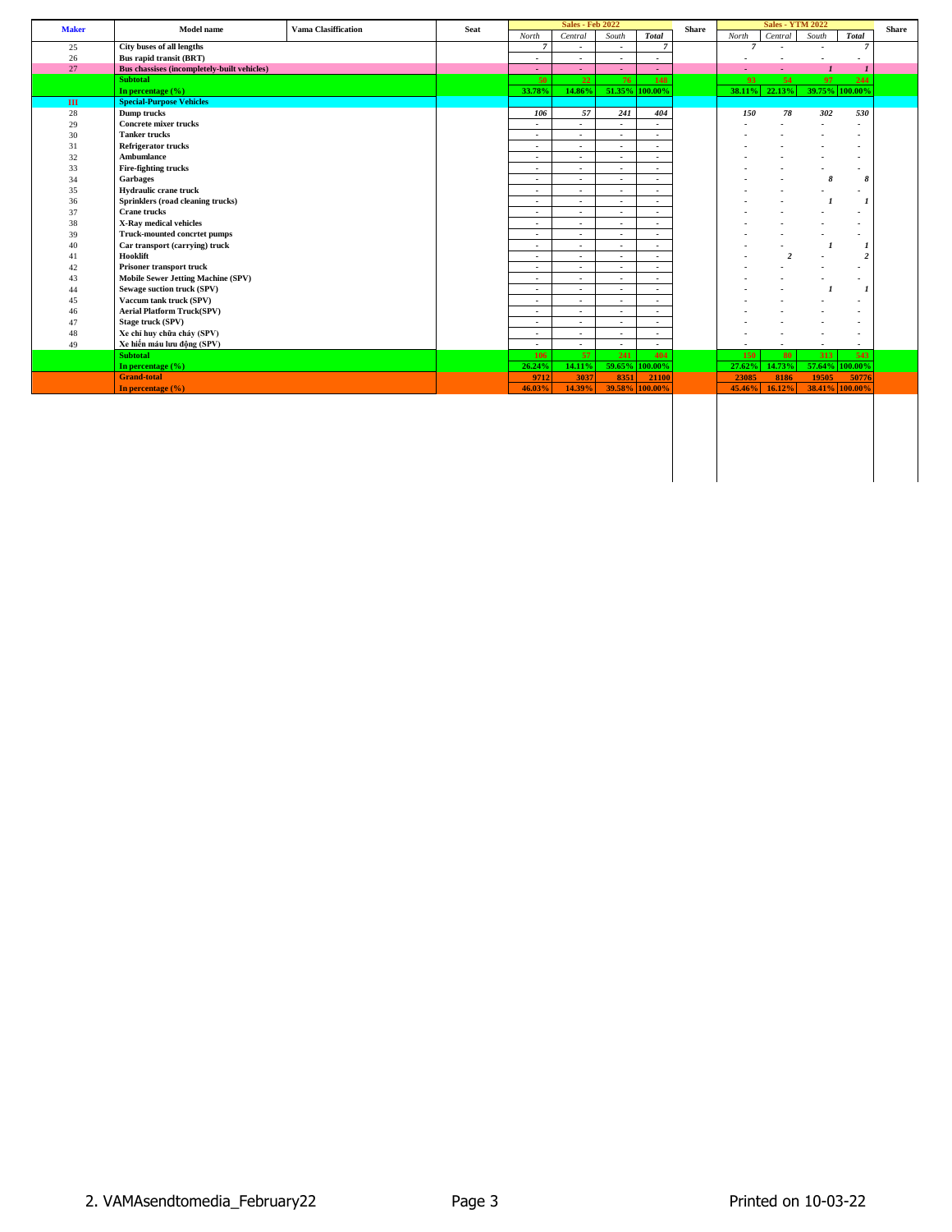| Maker | Model name | Vama Clasiffication | Seat | Sales - Feb 2022 | | | | Share | Sales - YTM 2022 | | | | Share |
|---|---|---|---|---|---|---|---|---|---|---|---|---|---|
| | | | | North | Central | South | Total | | North | Central | South | Total | |
| 25 | City buses of all lengths | | | 7 | - | - | 7 | | 7 | - | - | 7 | |
| 26 | Bus rapid transit (BRT) | | | - | - | - | - | | - | - | - | - | |
| 27 | Bus chassises (incompletely-built vehicles) | | | - | - | - | - | | - | - | 1 | 1 | |
| | Subtotal | | | 50 | 22 | 76 | 148 | | 93 | 54 | 97 | 244 | |
| | In percentage (%) | | | 33.78% | 14.86% | 51.35% | 100.00% | | 38.11% | 22.13% | 39.75% | 100.00% | |
| III | Special-Purpose Vehicles | | | | | | | | | | | | |
| 28 | Dump trucks | | | 106 | 57 | 241 | 404 | | 150 | 78 | 302 | 530 | |
| 29 | Concrete mixer trucks | | | - | - | - | - | | - | - | - | - | |
| 30 | Tanker trucks | | | - | - | - | - | | - | - | - | - | |
| 31 | Refrigerator trucks | | | - | - | - | - | | - | - | - | - | |
| 32 | Ambumlance | | | - | - | - | - | | - | - | - | - | |
| 33 | Fire-fighting trucks | | | - | - | - | - | | - | - | - | - | |
| 34 | Garbages | | | - | - | - | - | | - | - | 8 | 8 | |
| 35 | Hydraulic crane truck | | | - | - | - | - | | - | - | - | - | |
| 36 | Sprinklers (road cleaning trucks) | | | - | - | - | - | | - | - | 1 | 1 | |
| 37 | Crane trucks | | | - | - | - | - | | - | - | - | - | |
| 38 | X-Ray medical vehicles | | | - | - | - | - | | - | - | - | - | |
| 39 | Truck-mounted concrtet pumps | | | - | - | - | - | | - | - | - | - | |
| 40 | Car transport (carrying) truck | | | - | - | - | - | | - | - | 1 | 1 | |
| 41 | Hooklift | | | - | - | - | - | | - | 2 | - | 2 | |
| 42 | Prisoner transport truck | | | - | - | - | - | | - | - | - | - | |
| 43 | Mobile Sewer Jetting Machine (SPV) | | | - | - | - | - | | - | - | - | - | |
| 44 | Sewage suction truck (SPV) | | | - | - | - | - | | - | - | 1 | 1 | |
| 45 | Vaccum tank truck (SPV) | | | - | - | - | - | | - | - | - | - | |
| 46 | Aerial Platform Truck(SPV) | | | - | - | - | - | | - | - | - | - | |
| 47 | Stage truck (SPV) | | | - | - | - | - | | - | - | - | - | |
| 48 | Xe chỉ huy chữa cháy (SPV) | | | - | - | - | - | | - | - | - | - | |
| 49 | Xe hiến máu lưu động (SPV) | | | - | - | - | - | | - | - | - | - | |
| | Subtotal | | | 106 | 57 | 241 | 404 | | 150 | 80 | 313 | 543 | |
| | In percentage (%) | | | 26.24% | 14.11% | 59.65% | 100.00% | | 27.62% | 14.73% | 57.64% | 100.00% | |
| | Grand-total | | | 9712 | 3037 | 8351 | 21100 | | 23085 | 8186 | 19505 | 50776 | |
| | In percentage (%) | | | 46.03% | 14.39% | 39.58% | 100.00% | | 45.46% | 16.12% | 38.41% | 100.00% | |